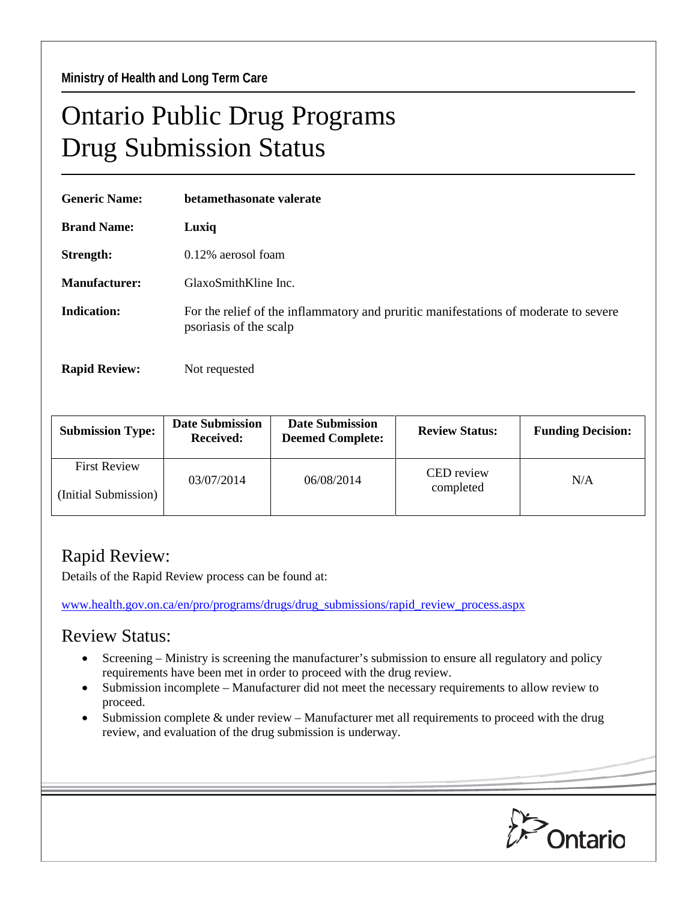Ministry of Health and Long Term Care

# Ontario Public Drug Programs Drug Submission Status

**Generic Name:** **betamethasonate valerate**

**Brand Name:** **Luxiq**

**Strength:** 0.12% aerosol foam

**Manufacturer:** GlaxoSmithKline Inc.

**Indication:** For the relief of the inflammatory and pruritic manifestations of moderate to severe psoriasis of the scalp

**Rapid Review:** Not requested

| Submission Type: | Date Submission Received: | Date Submission Deemed Complete: | Review Status: | Funding Decision: |
|---|---|---|---|---|
| First Review (Initial Submission) | 03/07/2014 | 06/08/2014 | CED review completed | N/A |

## Rapid Review:

Details of the Rapid Review process can be found at:

www.health.gov.on.ca/en/pro/programs/drugs/drug_submissions/rapid_review_process.aspx

## Review Status:

- Screening – Ministry is screening the manufacturer's submission to ensure all regulatory and policy requirements have been met in order to proceed with the drug review.
- Submission incomplete – Manufacturer did not meet the necessary requirements to allow review to proceed.
- Submission complete & under review – Manufacturer met all requirements to proceed with the drug review, and evaluation of the drug submission is underway.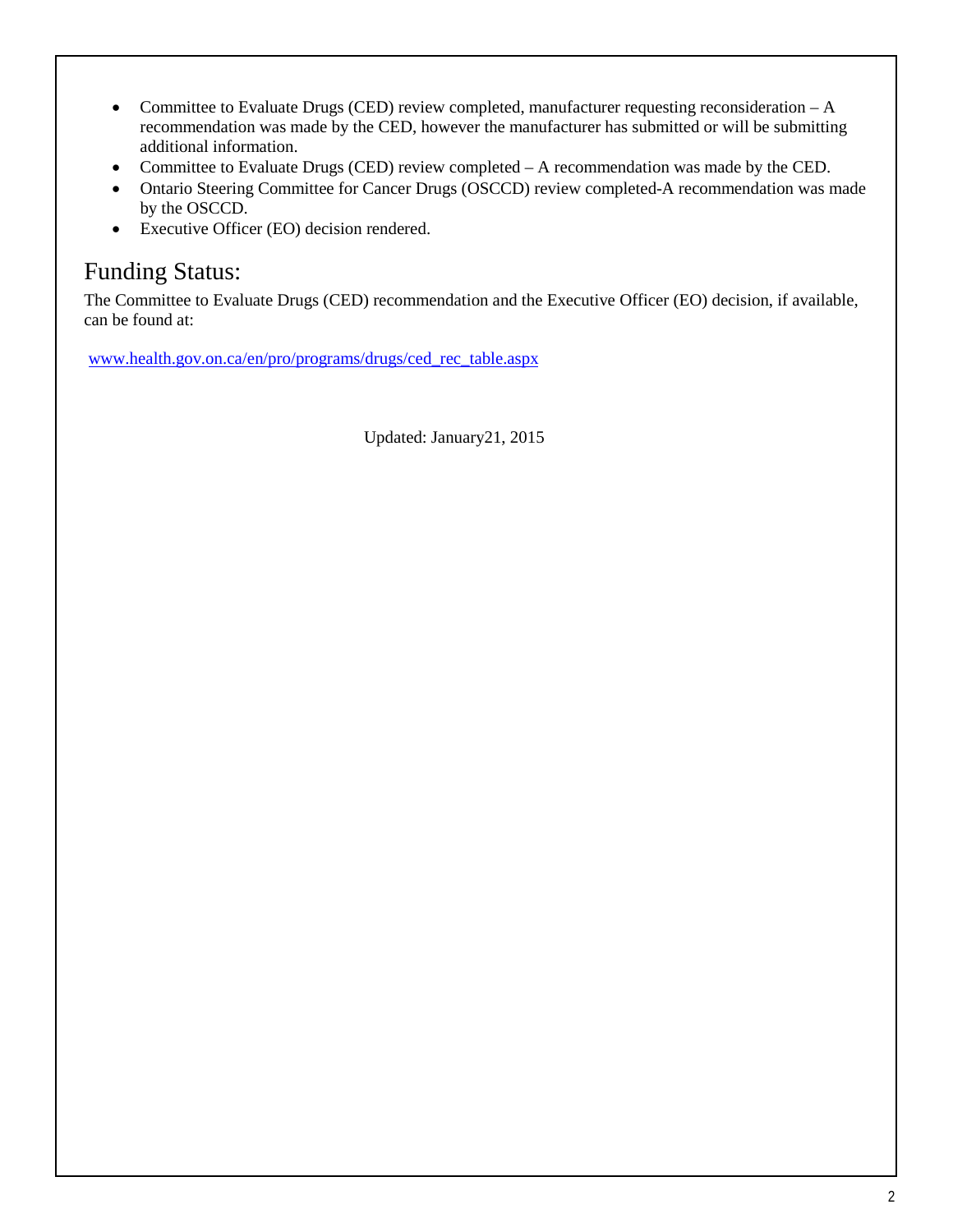- Committee to Evaluate Drugs (CED) review completed, manufacturer requesting reconsideration – A recommendation was made by the CED, however the manufacturer has submitted or will be submitting additional information.
- Committee to Evaluate Drugs (CED) review completed – A recommendation was made by the CED.
- Ontario Steering Committee for Cancer Drugs (OSCCD) review completed-A recommendation was made by the OSCCD.
- Executive Officer (EO) decision rendered.

## Funding Status:

The Committee to Evaluate Drugs (CED) recommendation and the Executive Officer (EO) decision, if available, can be found at:

www.health.gov.on.ca/en/pro/programs/drugs/ced_rec_table.aspx

Updated: January21, 2015